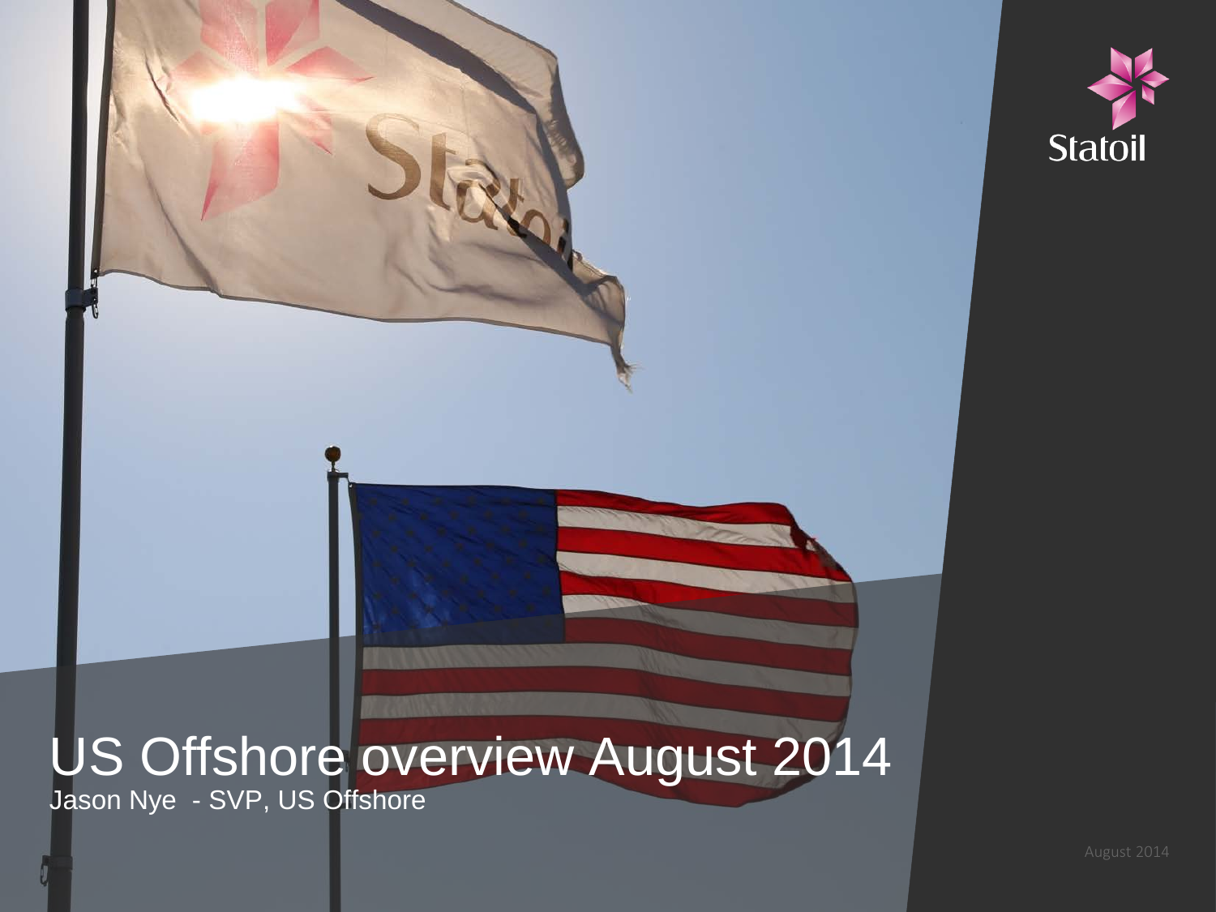# US Offshore overview August 2014

Jason Nye - SVP, US Offshore

August 2014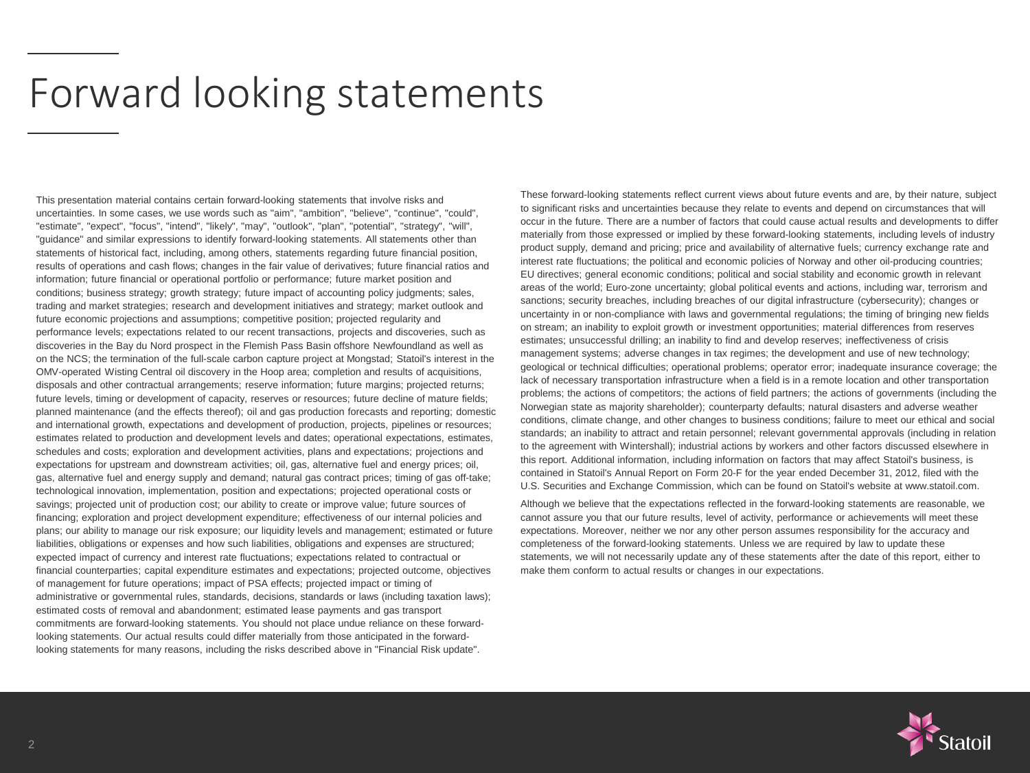# Forward looking statements

This presentation material contains certain forward-looking statements that involve risks and uncertainties. In some cases, we use words such as "aim", "ambition", "believe", "continue", "could", "estimate", "expect", "focus", "intend", "likely", "may", "outlook", "plan", "potential", "strategy", "will", "guidance" and similar expressions to identify forward-looking statements. All statements other than statements of historical fact, including, among others, statements regarding future financial position, results of operations and cash flows; changes in the fair value of derivatives; future financial ratios and information; future financial or operational portfolio or performance; future market position and conditions; business strategy; growth strategy; future impact of accounting policy judgments; sales, trading and market strategies; research and development initiatives and strategy; market outlook and future economic projections and assumptions; competitive position; projected regularity and performance levels; expectations related to our recent transactions, projects and discoveries, such as discoveries in the Bay du Nord prospect in the Flemish Pass Basin offshore Newfoundland as well as on the NCS; the termination of the full-scale carbon capture project at Mongstad; Statoil's interest in the OMV-operated Wisting Central oil discovery in the Hoop area; completion and results of acquisitions, disposals and other contractual arrangements; reserve information; future margins; projected returns; future levels, timing or development of capacity, reserves or resources; future decline of mature fields; planned maintenance (and the effects thereof); oil and gas production forecasts and reporting; domestic and international growth, expectations and development of production, projects, pipelines or resources; estimates related to production and development levels and dates; operational expectations, estimates, schedules and costs; exploration and development activities, plans and expectations; projections and expectations for upstream and downstream activities; oil, gas, alternative fuel and energy prices; oil, gas, alternative fuel and energy supply and demand; natural gas contract prices; timing of gas off-take; technological innovation, implementation, position and expectations; projected operational costs or savings; projected unit of production cost; our ability to create or improve value; future sources of financing; exploration and project development expenditure; effectiveness of our internal policies and plans; our ability to manage our risk exposure; our liquidity levels and management; estimated or future liabilities, obligations or expenses and how such liabilities, obligations and expenses are structured; expected impact of currency and interest rate fluctuations; expectations related to contractual or financial counterparties; capital expenditure estimates and expectations; projected outcome, objectives of management for future operations; impact of PSA effects; projected impact or timing of administrative or governmental rules, standards, decisions, standards or laws (including taxation laws); estimated costs of removal and abandonment; estimated lease payments and gas transport commitments are forward-looking statements. You should not place undue reliance on these forward-looking statements. Our actual results could differ materially from those anticipated in the forward-looking statements for many reasons, including the risks described above in "Financial Risk update".

These forward-looking statements reflect current views about future events and are, by their nature, subject to significant risks and uncertainties because they relate to events and depend on circumstances that will occur in the future. There are a number of factors that could cause actual results and developments to differ materially from those expressed or implied by these forward-looking statements, including levels of industry product supply, demand and pricing; price and availability of alternative fuels; currency exchange rate and interest rate fluctuations; the political and economic policies of Norway and other oil-producing countries; EU directives; general economic conditions; political and social stability and economic growth in relevant areas of the world; Euro-zone uncertainty; global political events and actions, including war, terrorism and sanctions; security breaches, including breaches of our digital infrastructure (cybersecurity); changes or uncertainty in or non-compliance with laws and governmental regulations; the timing of bringing new fields on stream; an inability to exploit growth or investment opportunities; material differences from reserves estimates; unsuccessful drilling; an inability to find and develop reserves; ineffectiveness of crisis management systems; adverse changes in tax regimes; the development and use of new technology; geological or technical difficulties; operational problems; operator error; inadequate insurance coverage; the lack of necessary transportation infrastructure when a field is in a remote location and other transportation problems; the actions of competitors; the actions of field partners; the actions of governments (including the Norwegian state as majority shareholder); counterparty defaults; natural disasters and adverse weather conditions, climate change, and other changes to business conditions; failure to meet our ethical and social standards; an inability to attract and retain personnel; relevant governmental approvals (including in relation to the agreement with Wintershall); industrial actions by workers and other factors discussed elsewhere in this report. Additional information, including information on factors that may affect Statoil's business, is contained in Statoil's Annual Report on Form 20-F for the year ended December 31, 2012, filed with the U.S. Securities and Exchange Commission, which can be found on Statoil's website at www.statoil.com.

Although we believe that the expectations reflected in the forward-looking statements are reasonable, we cannot assure you that our future results, level of activity, performance or achievements will meet these expectations. Moreover, neither we nor any other person assumes responsibility for the accuracy and completeness of the forward-looking statements. Unless we are required by law to update these statements, we will not necessarily update any of these statements after the date of this report, either to make them conform to actual results or changes in our expectations.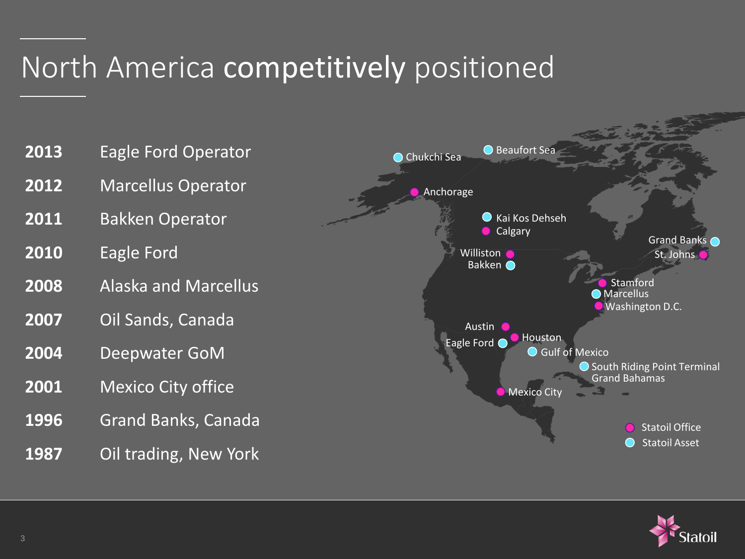# North America **competitively** positioned

| Year | Milestone |
|---|---|
| **2013** | Eagle Ford Operator |
| **2012** | Marcellus Operator |
| **2011** | Bakken Operator |
| **2010** | Eagle Ford |
| **2008** | Alaska and Marcellus |
| **2007** | Oil Sands, Canada |
| **2004** | Deepwater GoM |
| **2001** | Mexico City office |
| **1996** | Grand Banks, Canada |
| **1987** | Oil trading, New York |

**Statoil Office:** Anchorage, Calgary, Williston, St. Johns, Stamford, Washington D.C., Austin, Houston, Mexico City

**Statoil Asset:** Chukchi Sea, Beaufort Sea, Kai Kos Dehseh, Bakken, Grand Banks, Marcellus, Eagle Ford, Gulf of Mexico, South Riding Point Terminal Grand Bahamas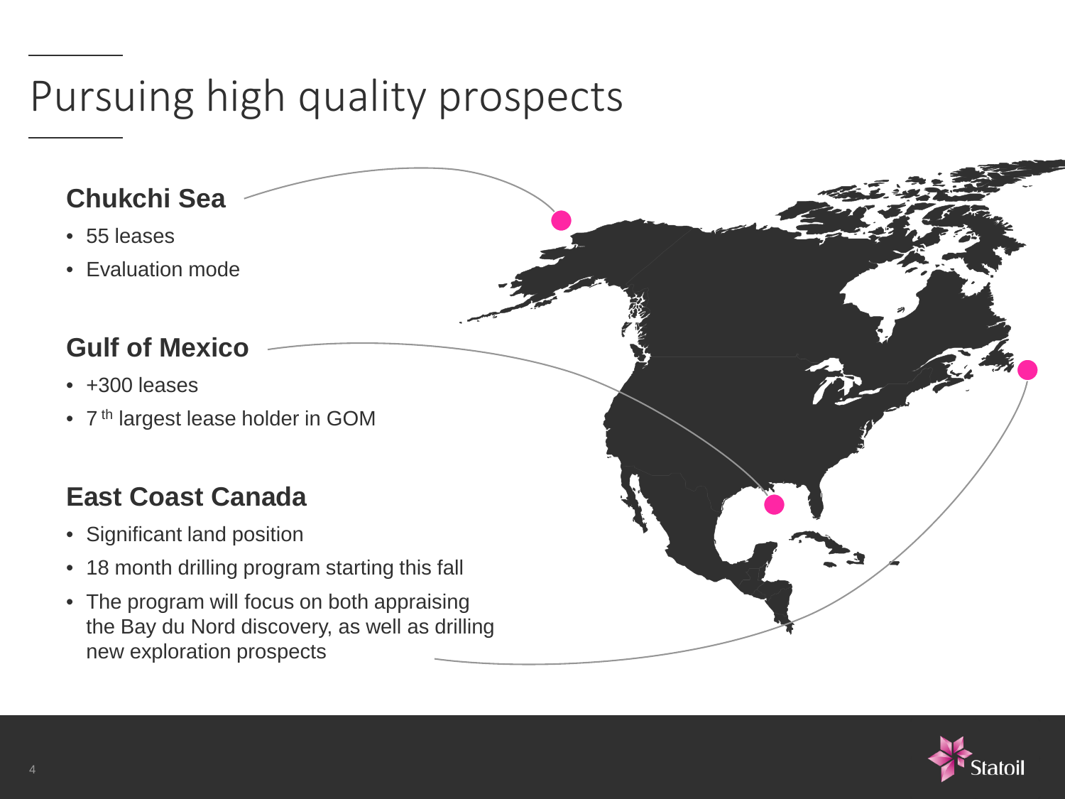# Pursuing high quality prospects

## Chukchi Sea

- 55 leases
- Evaluation mode

## Gulf of Mexico

- +300 leases
- 7[th] largest lease holder in GOM

## East Coast Canada

- Significant land position
- 18 month drilling program starting this fall
- The program will focus on both appraising the Bay du Nord discovery, as well as drilling new exploration prospects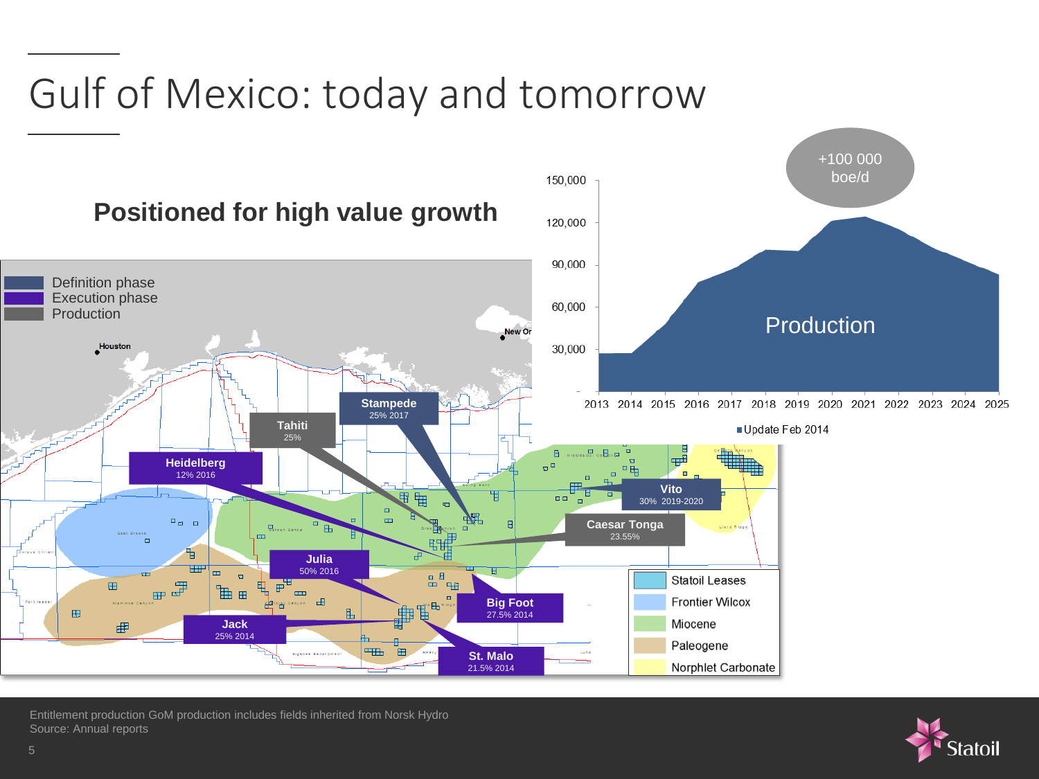# Gulf of Mexico: today and tomorrow

## Positioned for high value growth

Definition phase
Execution phase
Production

- Stampede — 25% 2017
- Tahiti — 25%
- Heidelberg — 12% 2016
- Vito — 30% 2019-2020
- Caesar Tonga — 23.55%
- Julia — 50% 2016
- Big Foot — 27.5% 2014
- Jack — 25% 2014
- St. Malo — 21.5% 2014

Statoil Leases
Frontier Wilcox
Miocene
Paleogene
Norphlet Carbonate

+100 000 boe/d

Production

Update Feb 2014

Entitlement production GoM production includes fields inherited from Norsk Hydro
Source: Annual reports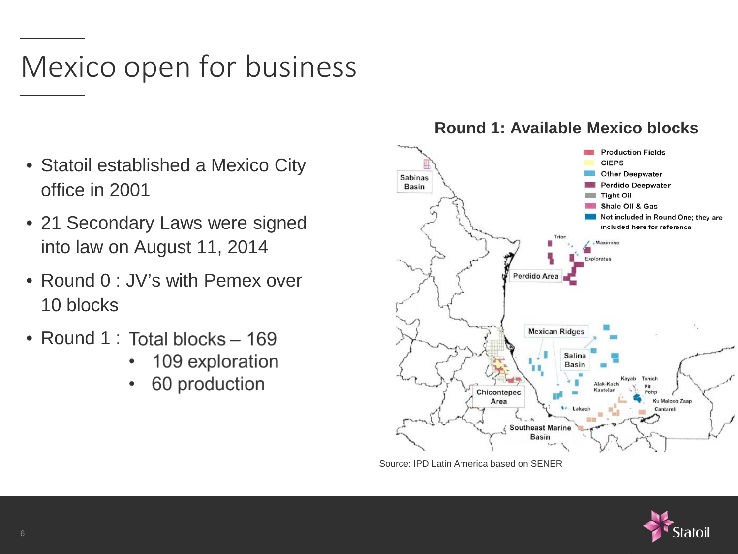# Mexico open for business

- Statoil established a Mexico City office in 2001
- 21 Secondary Laws were signed into law on August 11, 2014
- Round 0 : JV's with Pemex over 10 blocks
- Round 1 : Total blocks – 169
  - 109 exploration
  - 60 production

**Round 1: Available Mexico blocks**

Production Fields
CIEPS
Other Deepwater
Perdido Deepwater
Tight Oil
Shale Oil & Gas
Not included in Round One; they are included here for reference

Sabinas Basin
Trion
Maximino
Exploratus
Perdido Area
Mexican Ridges
Salina Basin
Chicontepec Area
Kayab
Tunich
Alak-Kach
Kastelan
Pit
Pohp
Ku Maloob Zaap
Cantarell
Lakach
Southeast Marine Basin

Source: IPD Latin America based on SENER